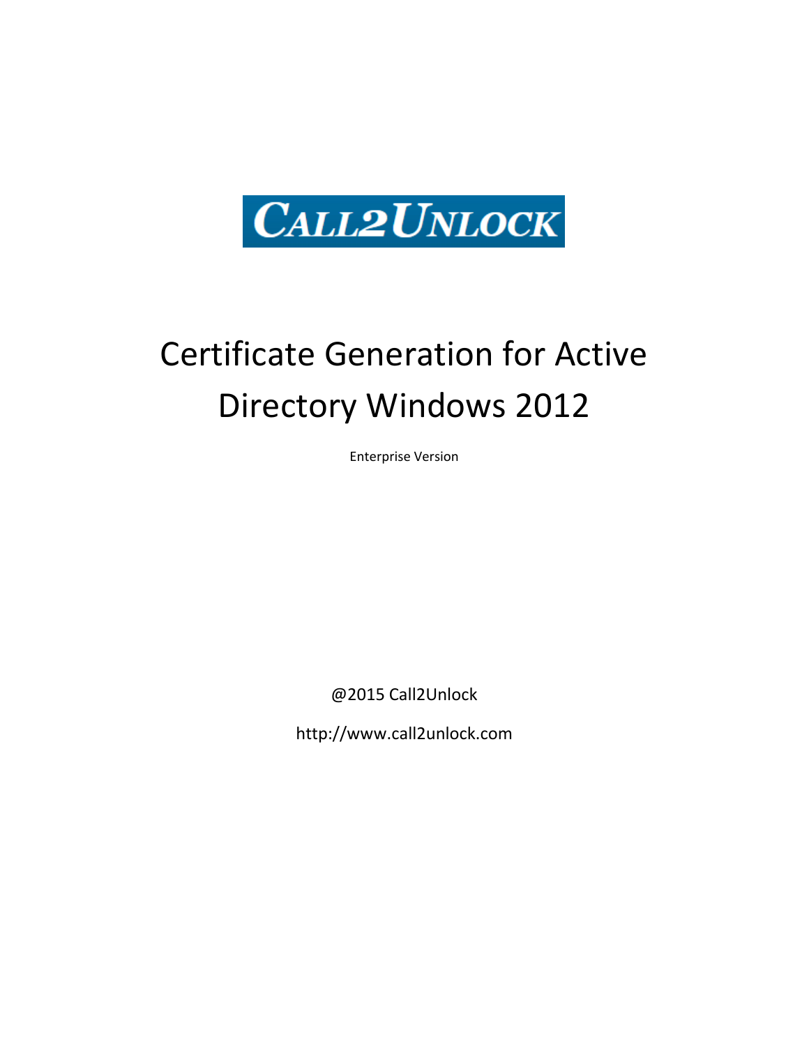CALL2UNLOCK

# Certificate Generation for Active Directory Windows 2012

Enterprise Version

@2015 Call2Unlock

http://www.call2unlock.com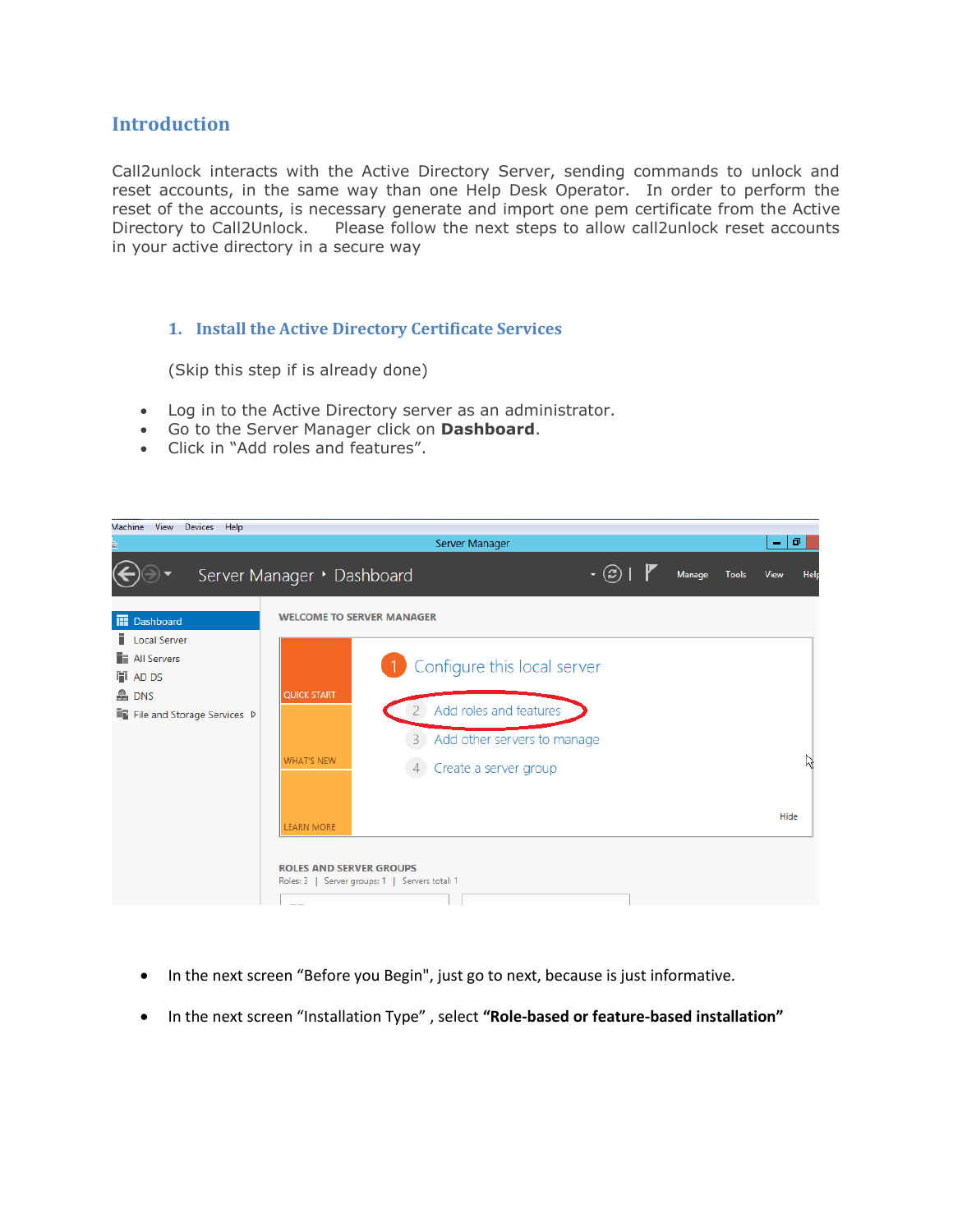## Introduction

Call2unlock interacts with the Active Directory Server, sending commands to unlock and reset accounts, in the same way than one Help Desk Operator. In order to perform the reset of the accounts, is necessary generate and import one pem certificate from the Active Directory to Call2Unlock. Please follow the next steps to allow call2unlock reset accounts in your active directory in a secure way

### 1. Install the Active Directory Certificate Services

(Skip this step if is already done)

- Log in to the Active Directory server as an administrator.
- Go to the Server Manager click on **Dashboard**.
- Click in "Add roles and features".

- In the next screen "Before you Begin", just go to next, because is just informative.
- In the next screen "Installation Type" , select **"Role-based or feature-based installation"**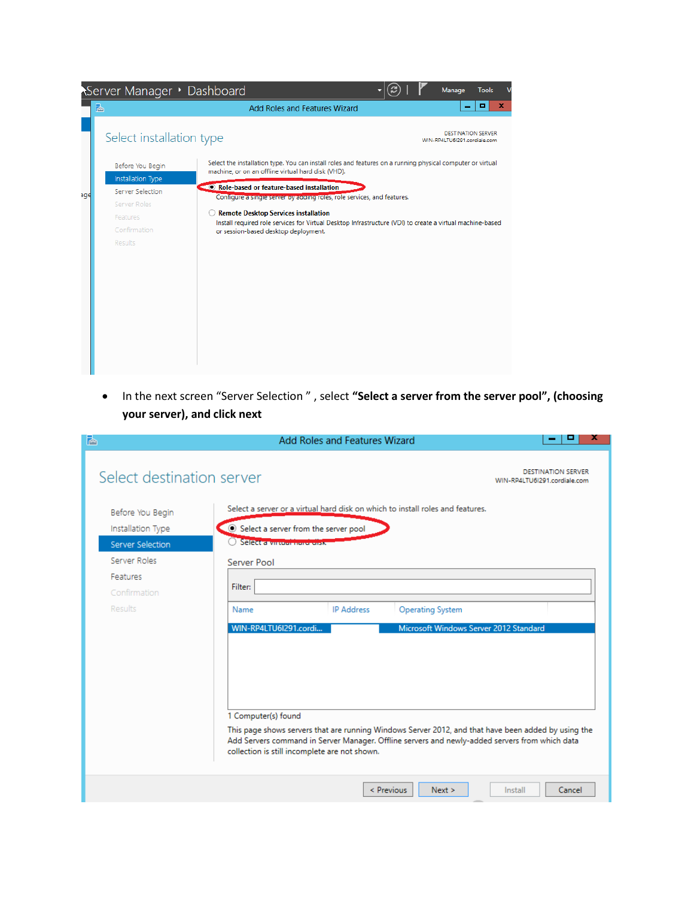- In the next screen "Server Selection " , select **"Select a server from the server pool", (choosing your server), and click next**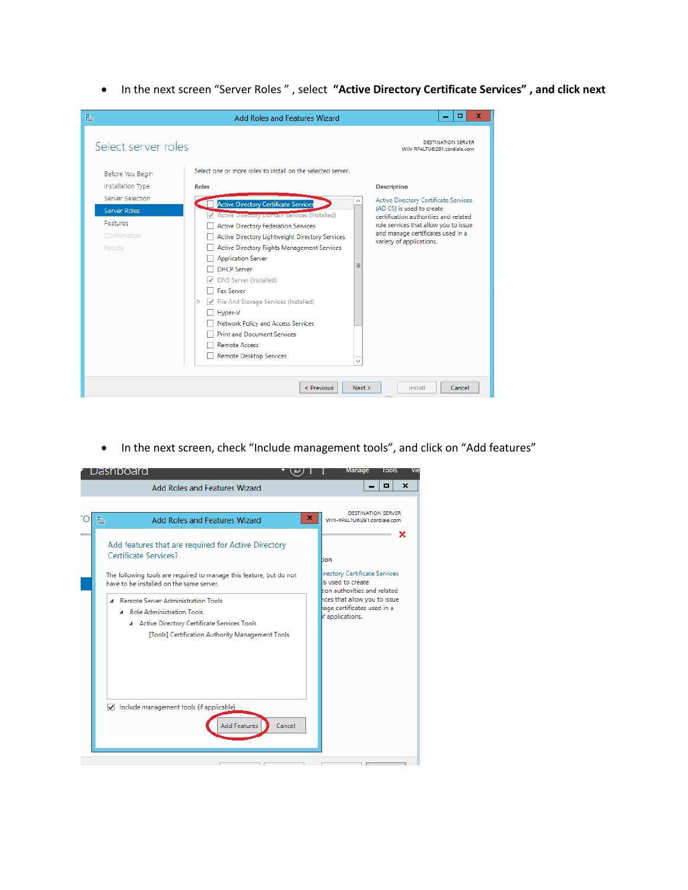- In the next screen “Server Roles ” , select **“Active Directory Certificate Services” , and click next**

- In the next screen, check “Include management tools”, and click on “Add features”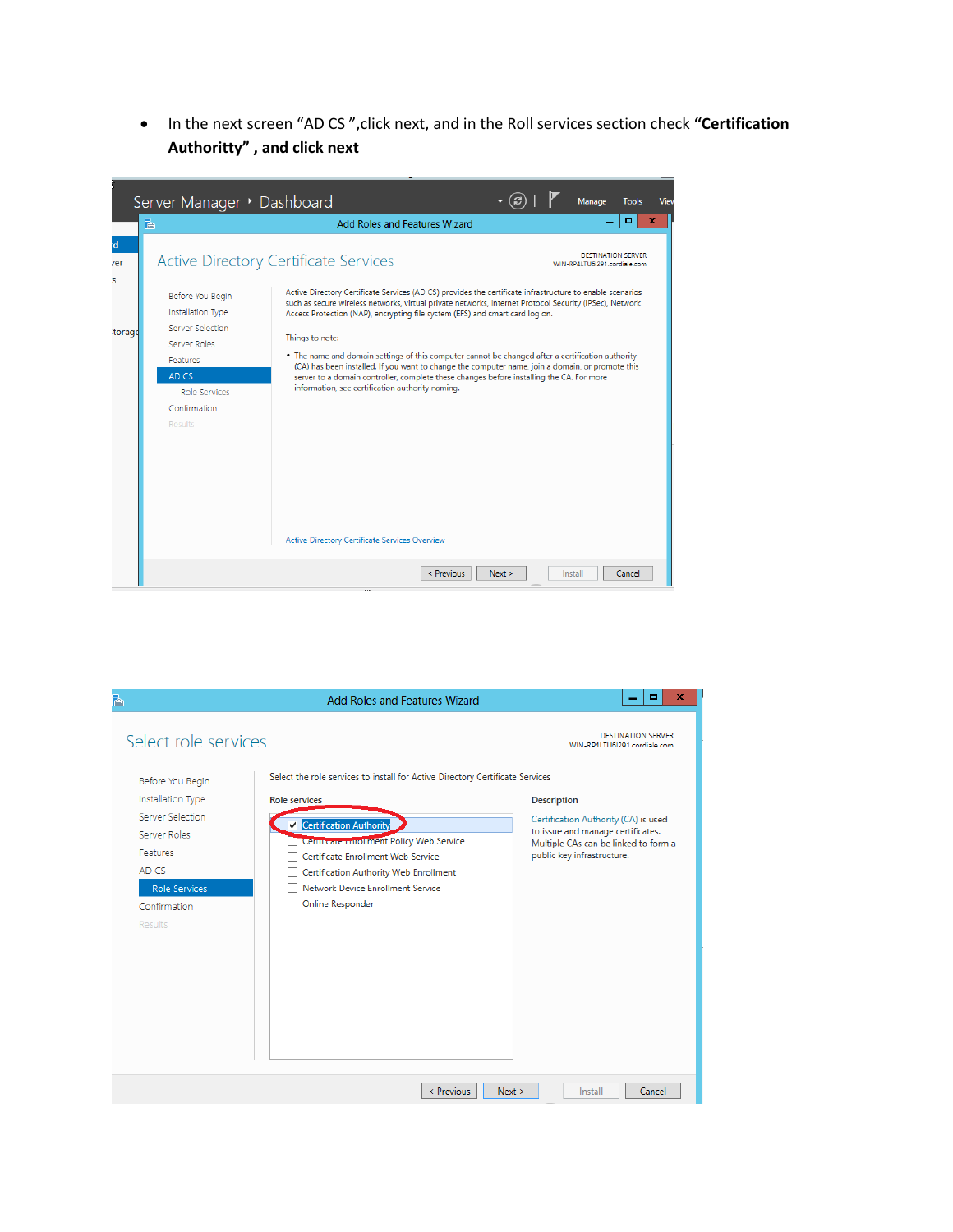- In the next screen “AD CS ”,click next, and in the Roll services section check **“Certification Authoritty” , and click next**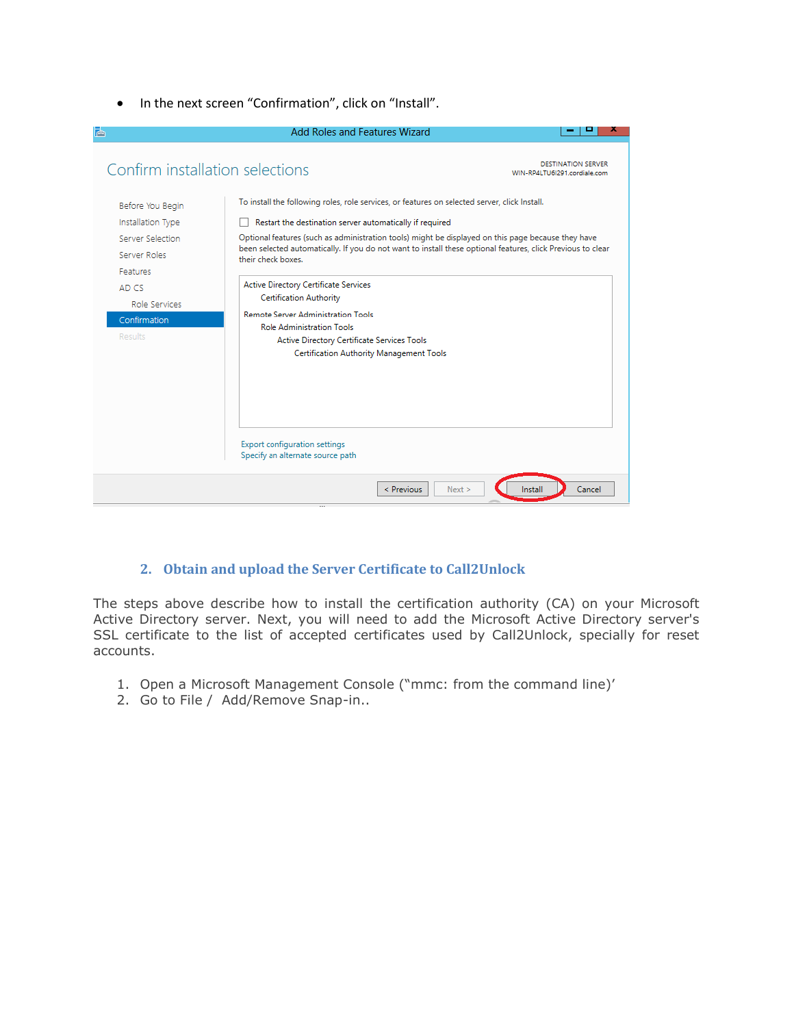- In the next screen “Confirmation”, click on “Install”.

## 2. Obtain and upload the Server Certificate to Call2Unlock

The steps above describe how to install the certification authority (CA) on your Microsoft Active Directory server. Next, you will need to add the Microsoft Active Directory server's SSL certificate to the list of accepted certificates used by Call2Unlock, specially for reset accounts.

1. Open a Microsoft Management Console (“mmc: from the command line)’
2. Go to File / Add/Remove Snap-in..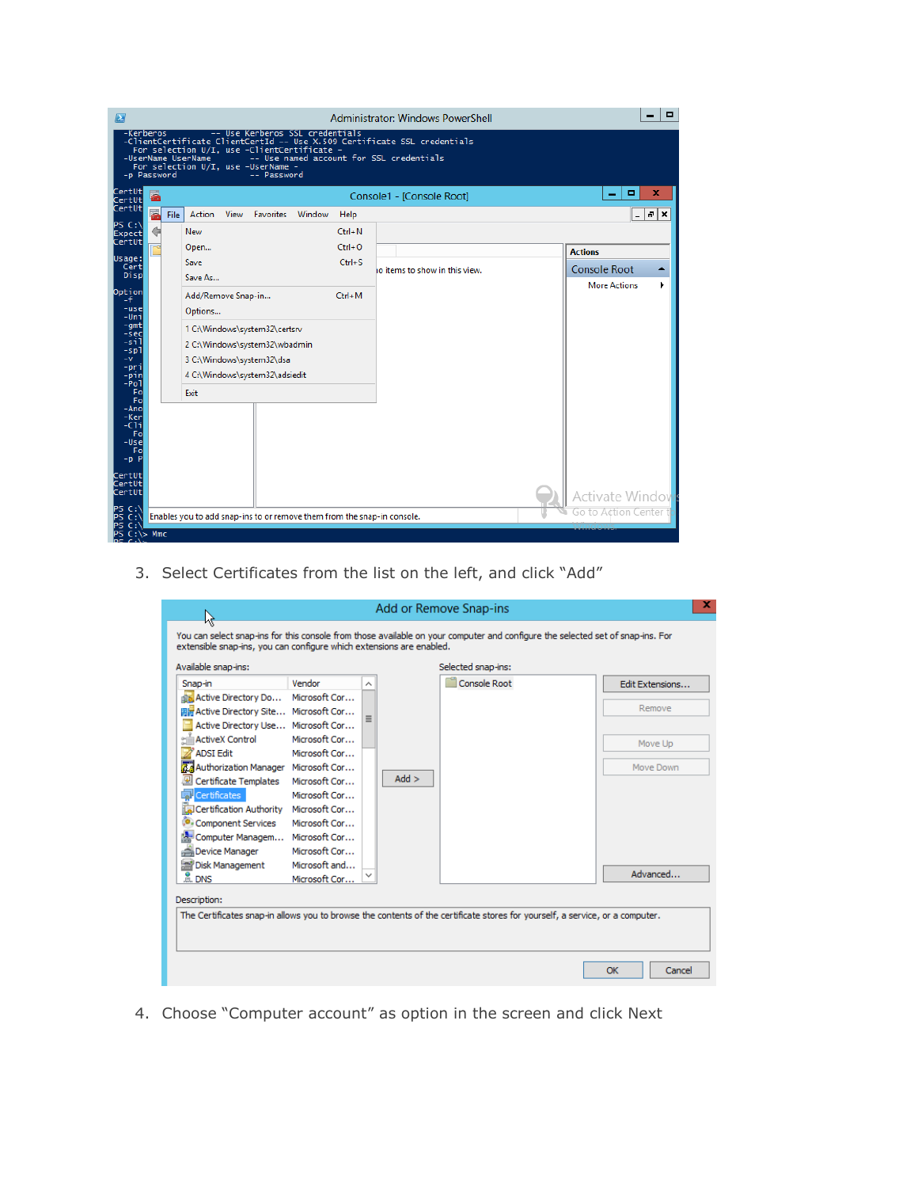3. Select Certificates from the list on the left, and click “Add”

4. Choose “Computer account” as option in the screen and click Next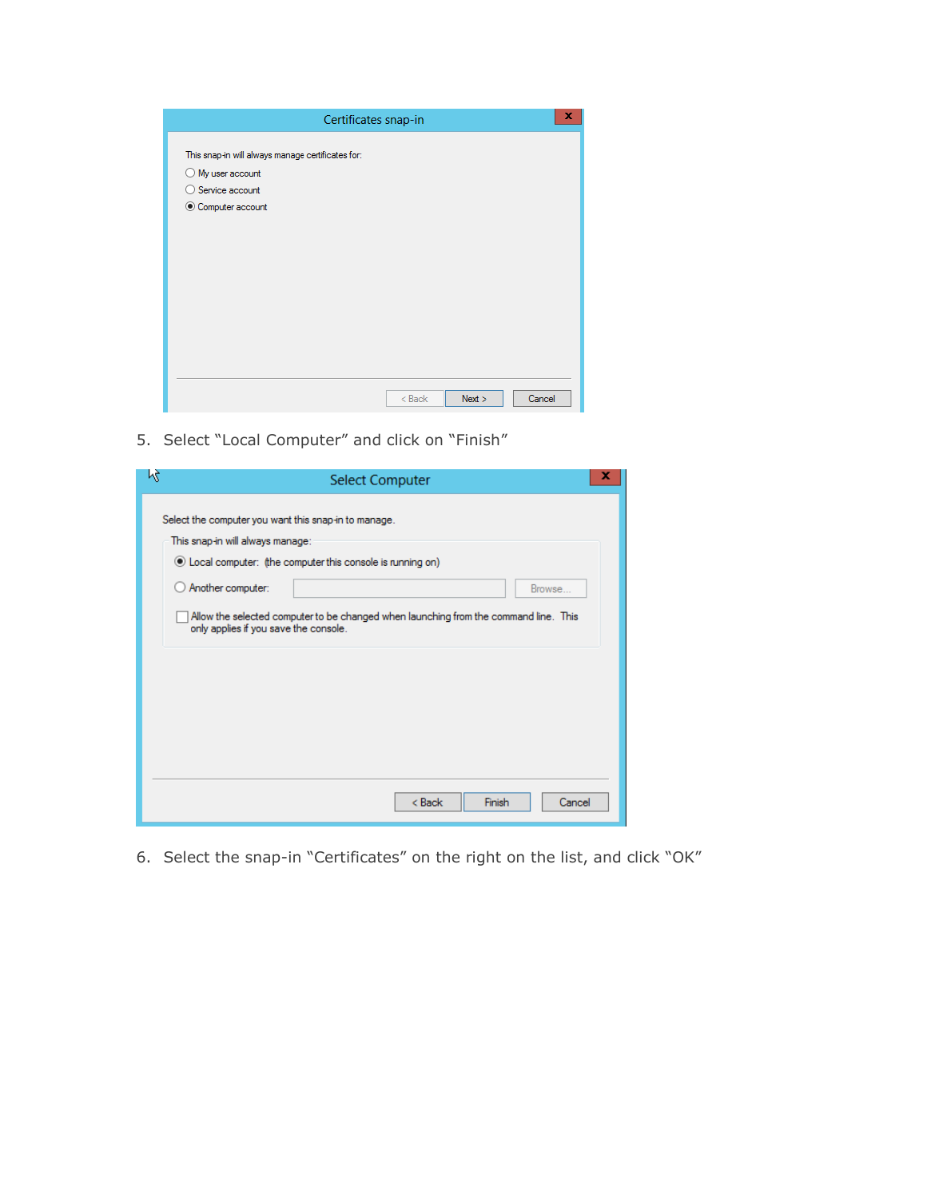5. Select “Local Computer” and click on “Finish”

6. Select the snap-in “Certificates” on the right on the list, and click “OK”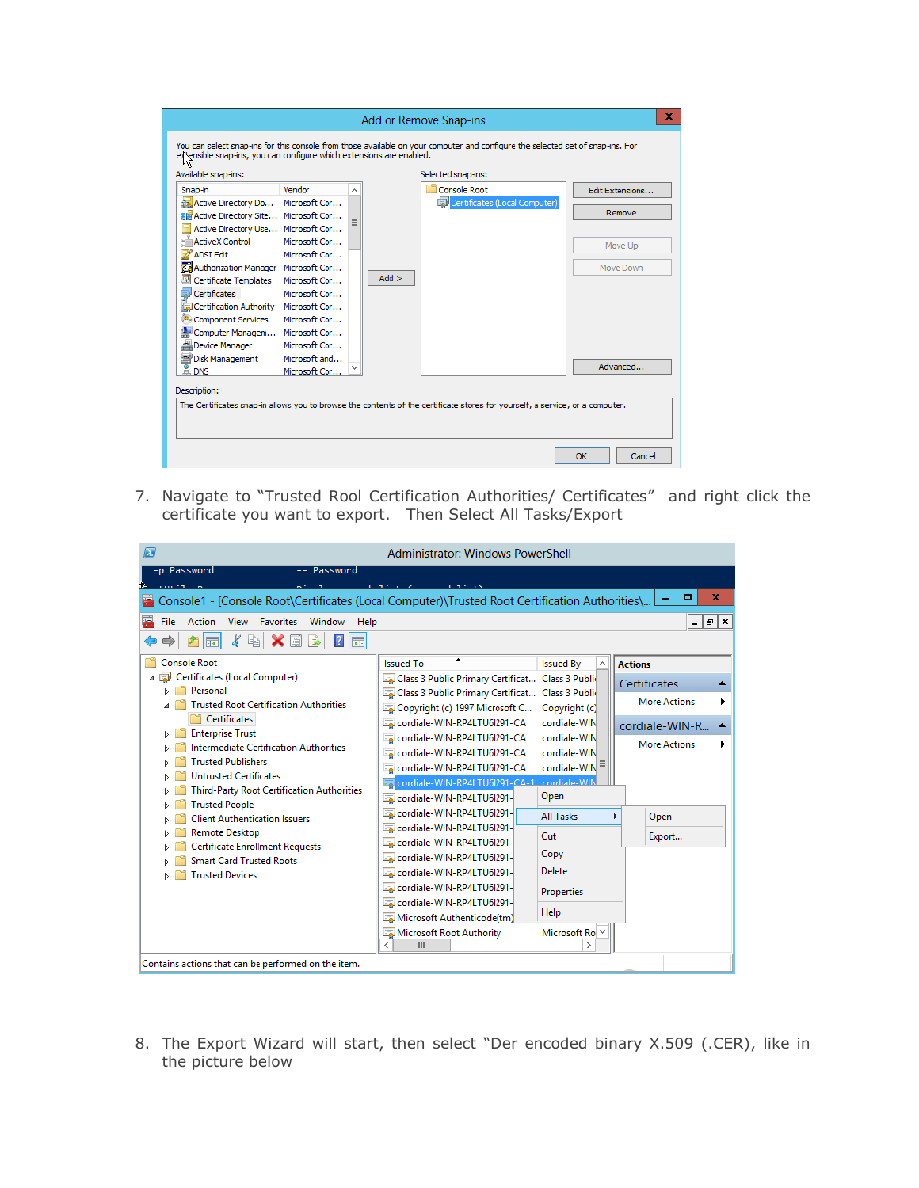7. Navigate to “Trusted Rool Certification Authorities/ Certificates” and right click the certificate you want to export. Then Select All Tasks/Export

8. The Export Wizard will start, then select “Der encoded binary X.509 (.CER), like in the picture below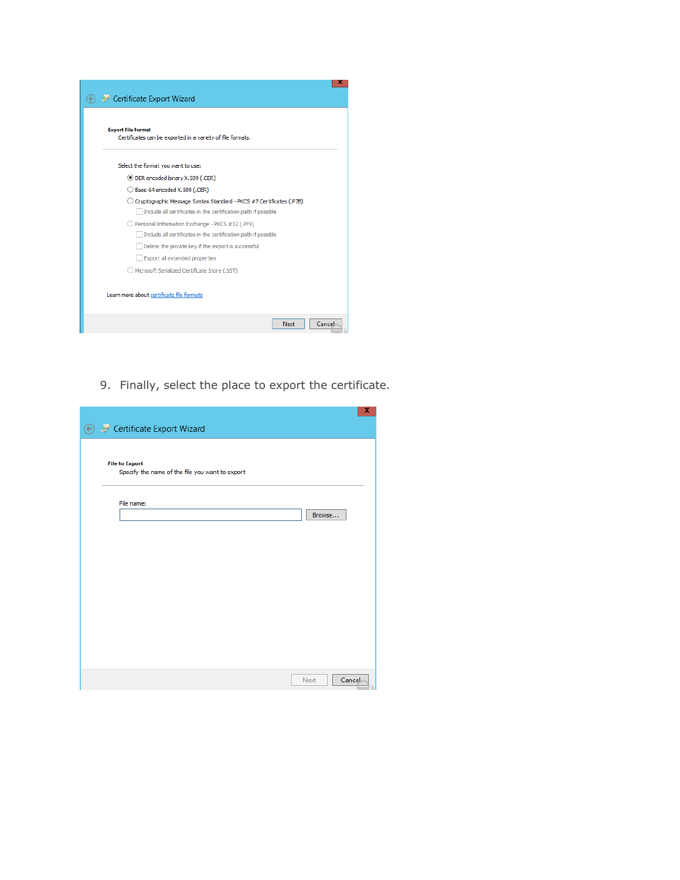Certificate Export Wizard

Export File Format

Certificates can be exported in a variety of file formats.

Select the format you want to use:

- (•) DER encoded binary X.509 (.CER)
- ( ) Base-64 encoded X.509 (.CER)
- ( ) Cryptographic Message Syntax Standard - PKCS #7 Certificates (.P7B)
  - [ ] Include all certificates in the certification path if possible
- ( ) Personal Information Exchange - PKCS #12 (.PFX)
  - [ ] Include all certificates in the certification path if possible
  - [ ] Delete the private key if the export is successful
  - [ ] Export all extended properties
- ( ) Microsoft Serialized Certificate Store (.SST)

Learn more about certificate file formats

Next | Cancel

9. Finally, select the place to export the certificate.

Certificate Export Wizard

File to Export

Specify the name of the file you want to export

File name:

Browse...

Next | Cancel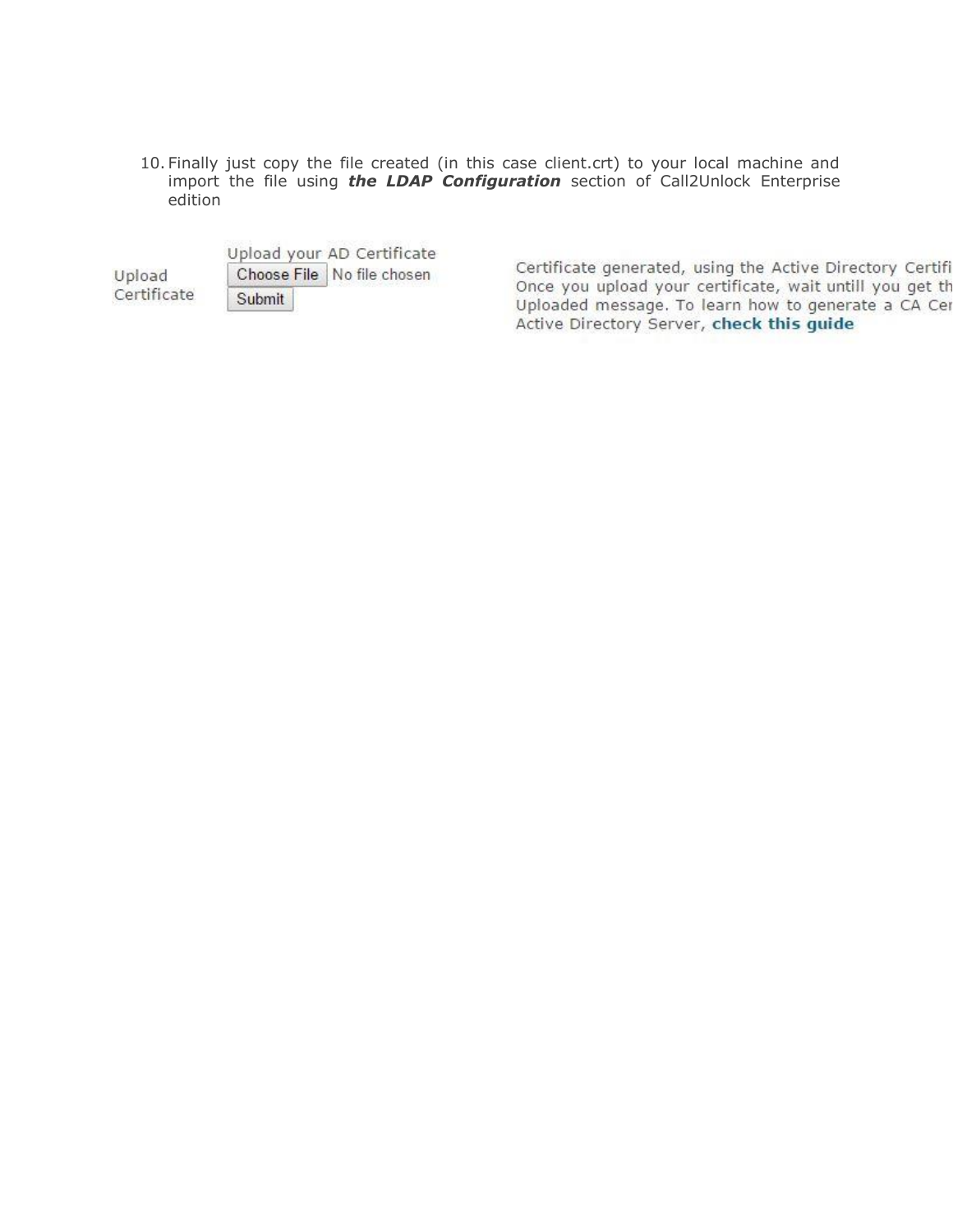10. Finally just copy the file created (in this case client.crt) to your local machine and import the file using ***the LDAP Configuration*** section of Call2Unlock Enterprise edition

Upload Certificate

Upload your AD Certificate

Choose File No file chosen

Submit

Certificate generated, using the Active Directory Certifi
Once you upload your certificate, wait untill you get th
Uploaded message. To learn how to generate a CA Cer
Active Directory Server, **check this guide**